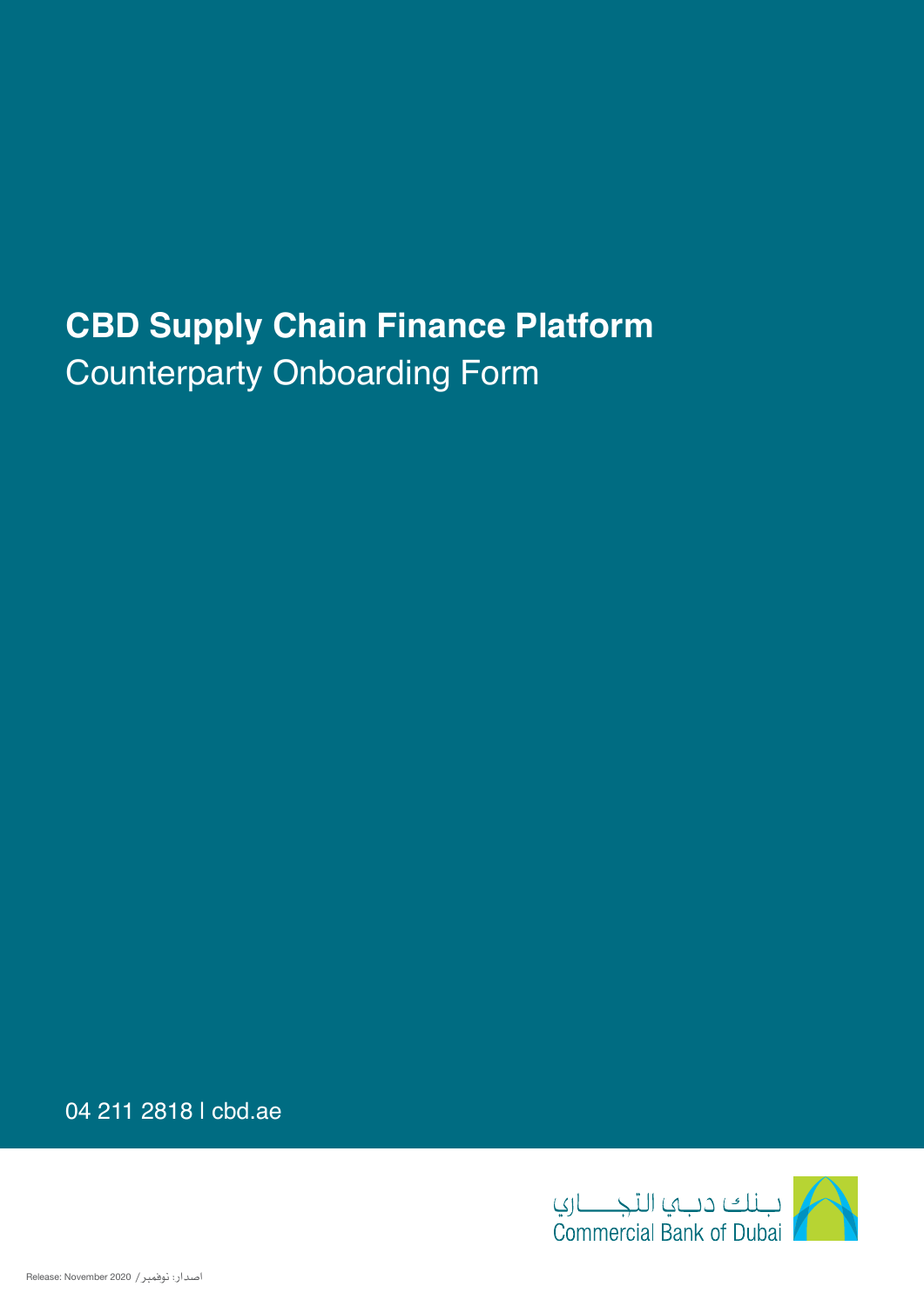# CBD Supply Chain Finance Platform

## Counterparty Onboarding Form

04 211 2818 I cbd.ae

بنك دبي التجاري
Commercial Bank of Dubai

Release: November 2020 / اصدار: نوفمبر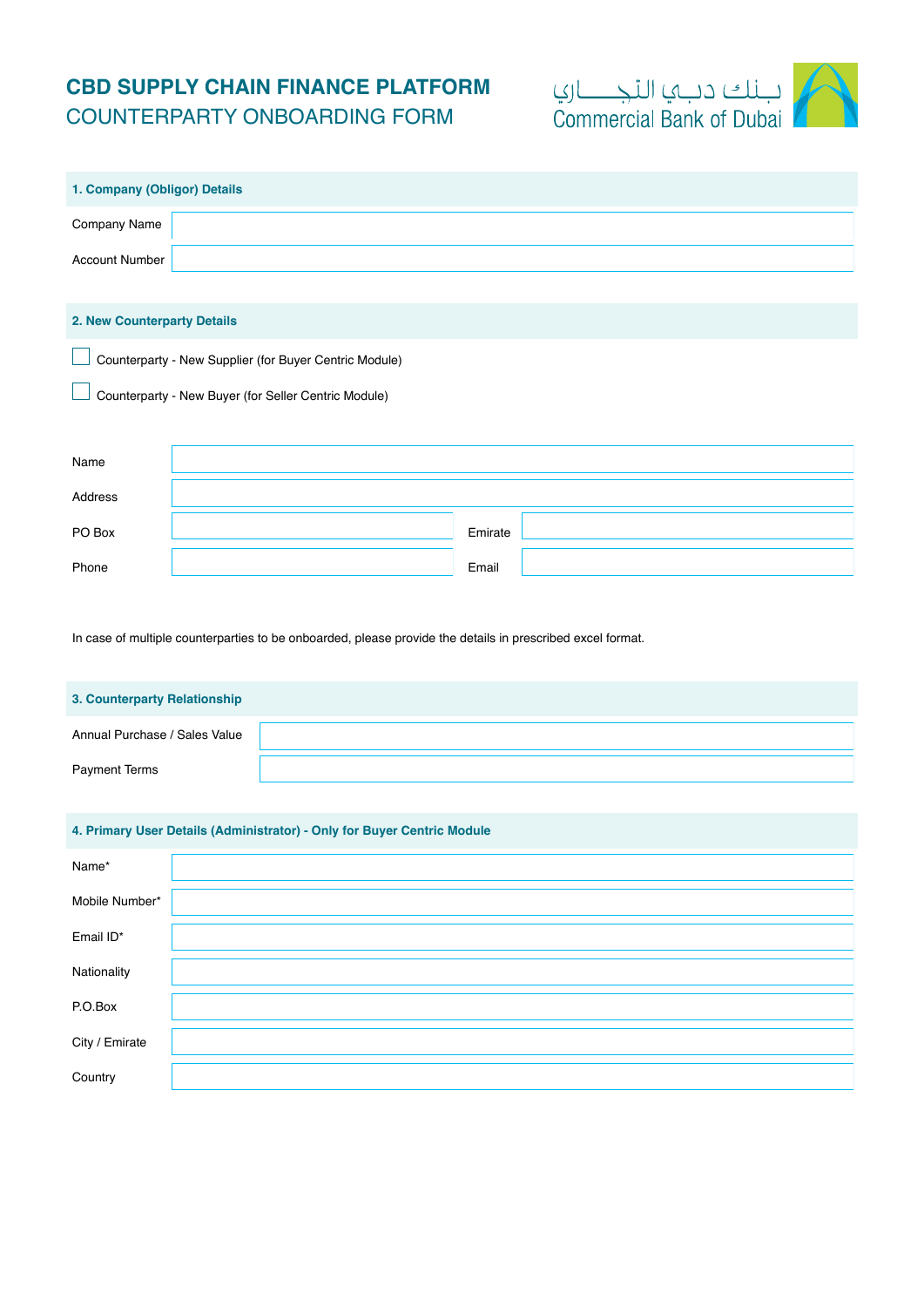# CBD SUPPLY CHAIN FINANCE PLATFORM
## COUNTERPARTY ONBOARDING FORM

بـنك دبـي التجـــاري
Commercial Bank of Dubai

### 1. Company (Obligor) Details

| | |
|---|---|
| Company Name | |
| Account Number | |

### 2. New Counterparty Details

☐ Counterparty - New Supplier (for Buyer Centric Module)

☐ Counterparty - New Buyer (for Seller Centric Module)

| | | | |
|---|---|---|---|
| Name | | | |
| Address | | | |
| PO Box | | Emirate | |
| Phone | | Email | |

In case of multiple counterparties to be onboarded, please provide the details in prescribed excel format.

### 3. Counterparty Relationship

| | |
|---|---|
| Annual Purchase / Sales Value | |
| Payment Terms | |

### 4. Primary User Details (Administrator) - Only for Buyer Centric Module

| | |
|---|---|
| Name* | |
| Mobile Number* | |
| Email ID* | |
| Nationality | |
| P.O.Box | |
| City / Emirate | |
| Country | |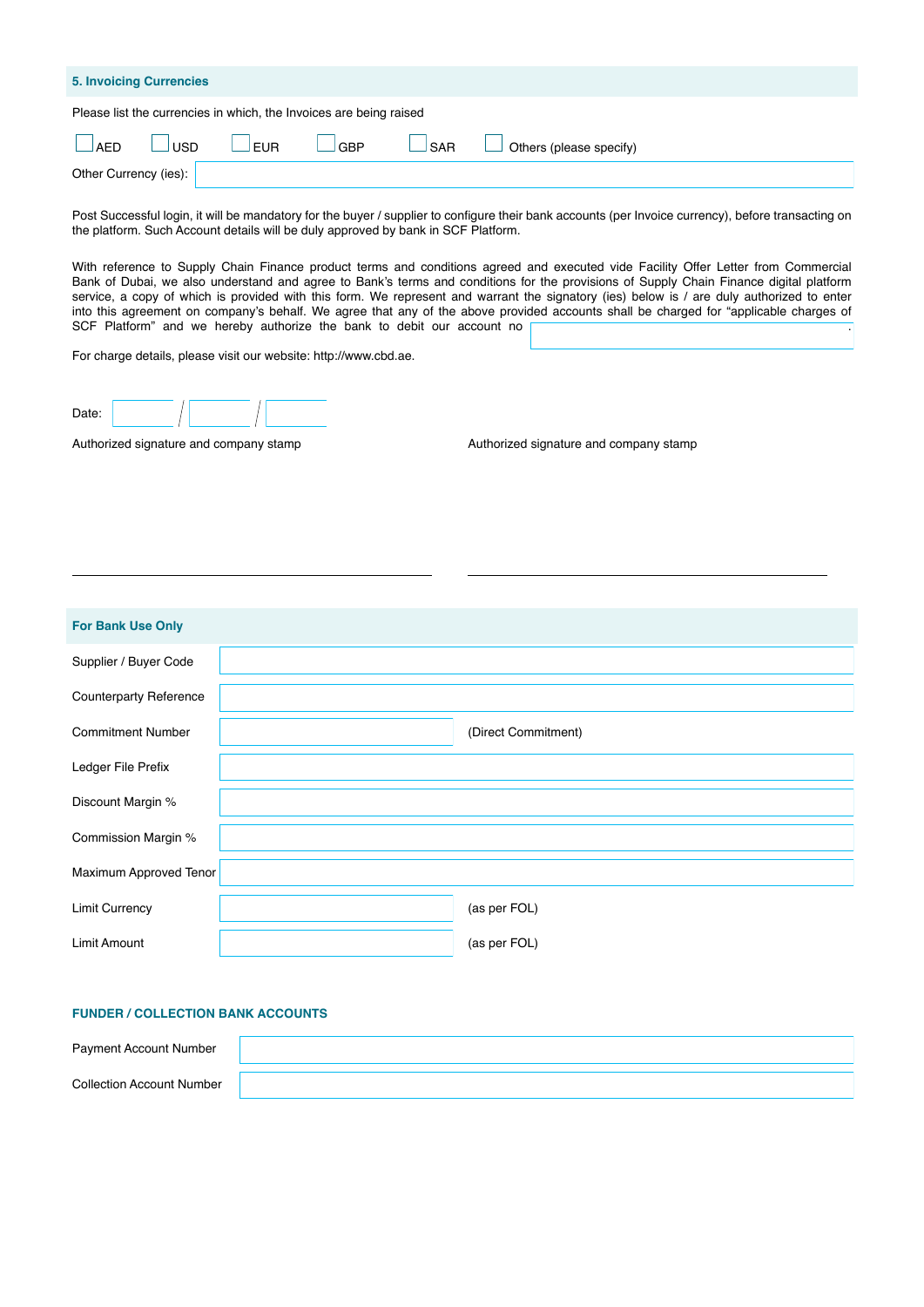## 5. Invoicing Currencies

Please list the currencies in which, the Invoices are being raised

☐ AED ☐ USD ☐ EUR ☐ GBP ☐ SAR ☐ Others (please specify)

Other Currency (ies):

Post Successful login, it will be mandatory for the buyer / supplier to configure their bank accounts (per Invoice currency), before transacting on the platform. Such Account details will be duly approved by bank in SCF Platform.

With reference to Supply Chain Finance product terms and conditions agreed and executed vide Facility Offer Letter from Commercial Bank of Dubai, we also understand and agree to Bank's terms and conditions for the provisions of Supply Chain Finance digital platform service, a copy of which is provided with this form. We represent and warrant the signatory (ies) below is / are duly authorized to enter into this agreement on company's behalf. We agree that any of the above provided accounts shall be charged for "applicable charges of SCF Platform" and we hereby authorize the bank to debit our account no \_\_\_\_\_\_\_\_\_\_\_\_\_\_\_\_.

For charge details, please visit our website: http://www.cbd.ae.

Date: \_\_\_\_ / \_\_\_\_ / \_\_\_\_

Authorized signature and company stamp

Authorized signature and company stamp

## For Bank Use Only

| | | |
|---|---|---|
| Supplier / Buyer Code | | |
| Counterparty Reference | | |
| Commitment Number | | (Direct Commitment) |
| Ledger File Prefix | | |
| Discount Margin % | | |
| Commission Margin % | | |
| Maximum Approved Tenor | | |
| Limit Currency | | (as per FOL) |
| Limit Amount | | (as per FOL) |

### FUNDER / COLLECTION BANK ACCOUNTS

| | |
|---|---|
| Payment Account Number | |
| Collection Account Number | |